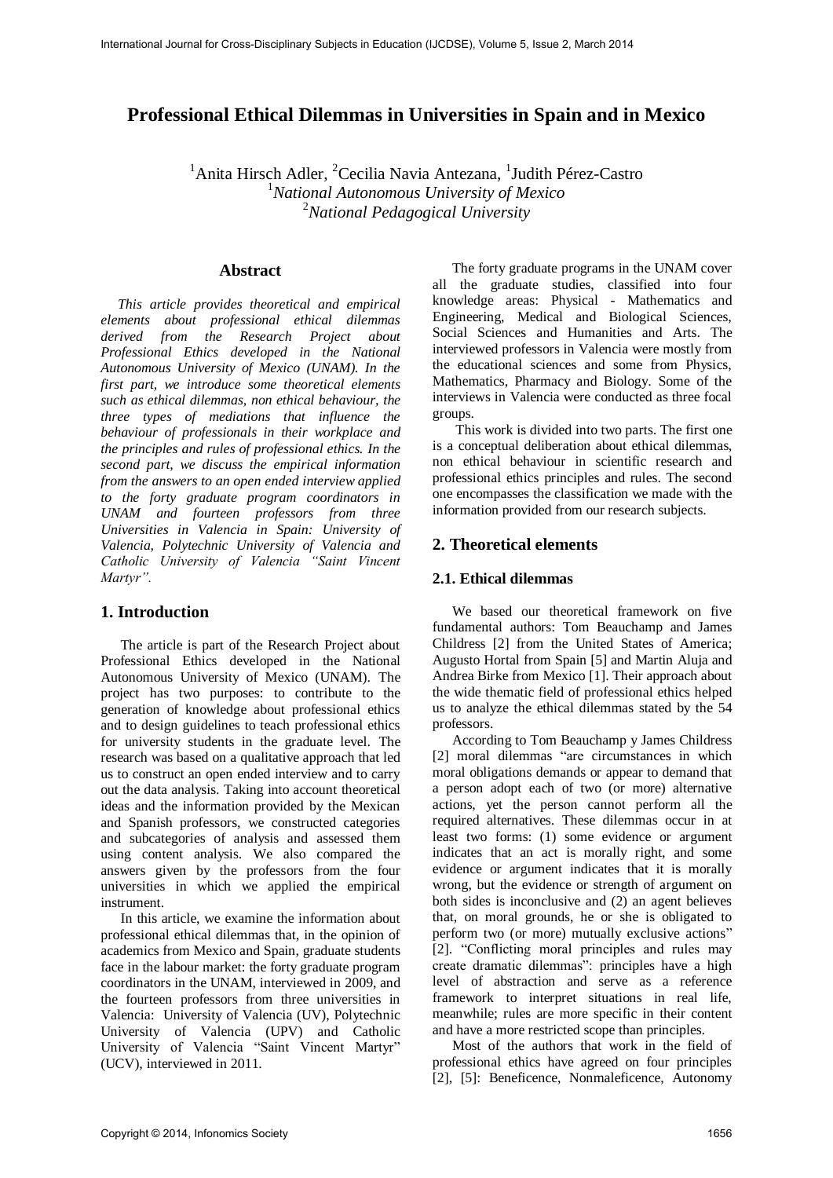# Professional Ethical Dilemmas in Universities in Spain and in Mexico

[1]Anita Hirsch Adler, [2]Cecilia Navia Antezana, [1]Judith Pérez-Castro
[1]*National Autonomous University of Mexico*
[2]*National Pedagogical University*

## Abstract

*This article provides theoretical and empirical elements about professional ethical dilemmas derived from the Research Project about Professional Ethics developed in the National Autonomous University of Mexico (UNAM). In the first part, we introduce some theoretical elements such as ethical dilemmas, non ethical behaviour, the three types of mediations that influence the behaviour of professionals in their workplace and the principles and rules of professional ethics. In the second part, we discuss the empirical information from the answers to an open ended interview applied to the forty graduate program coordinators in UNAM and fourteen professors from three Universities in Valencia in Spain: University of Valencia, Polytechnic University of Valencia and Catholic University of Valencia "Saint Vincent Martyr".*

## 1. Introduction

The article is part of the Research Project about Professional Ethics developed in the National Autonomous University of Mexico (UNAM). The project has two purposes: to contribute to the generation of knowledge about professional ethics and to design guidelines to teach professional ethics for university students in the graduate level. The research was based on a qualitative approach that led us to construct an open ended interview and to carry out the data analysis. Taking into account theoretical ideas and the information provided by the Mexican and Spanish professors, we constructed categories and subcategories of analysis and assessed them using content analysis. We also compared the answers given by the professors from the four universities in which we applied the empirical instrument.

In this article, we examine the information about professional ethical dilemmas that, in the opinion of academics from Mexico and Spain, graduate students face in the labour market: the forty graduate program coordinators in the UNAM, interviewed in 2009, and the fourteen professors from three universities in Valencia: University of Valencia (UV), Polytechnic University of Valencia (UPV) and Catholic University of Valencia "Saint Vincent Martyr" (UCV), interviewed in 2011.

The forty graduate programs in the UNAM cover all the graduate studies, classified into four knowledge areas: Physical - Mathematics and Engineering, Medical and Biological Sciences, Social Sciences and Humanities and Arts. The interviewed professors in Valencia were mostly from the educational sciences and some from Physics, Mathematics, Pharmacy and Biology. Some of the interviews in Valencia were conducted as three focal groups.

This work is divided into two parts. The first one is a conceptual deliberation about ethical dilemmas, non ethical behaviour in scientific research and professional ethics principles and rules. The second one encompasses the classification we made with the information provided from our research subjects.

## 2. Theoretical elements

### 2.1. Ethical dilemmas

We based our theoretical framework on five fundamental authors: Tom Beauchamp and James Childress [2] from the United States of America; Augusto Hortal from Spain [5] and Martin Aluja and Andrea Birke from Mexico [1]. Their approach about the wide thematic field of professional ethics helped us to analyze the ethical dilemmas stated by the 54 professors.

According to Tom Beauchamp y James Childress [2] moral dilemmas "are circumstances in which moral obligations demands or appear to demand that a person adopt each of two (or more) alternative actions, yet the person cannot perform all the required alternatives. These dilemmas occur in at least two forms: (1) some evidence or argument indicates that an act is morally right, and some evidence or argument indicates that it is morally wrong, but the evidence or strength of argument on both sides is inconclusive and (2) an agent believes that, on moral grounds, he or she is obligated to perform two (or more) mutually exclusive actions" [2]. "Conflicting moral principles and rules may create dramatic dilemmas": principles have a high level of abstraction and serve as a reference framework to interpret situations in real life, meanwhile; rules are more specific in their content and have a more restricted scope than principles.

Most of the authors that work in the field of professional ethics have agreed on four principles [2], [5]: Beneficence, Nonmaleficence, Autonomy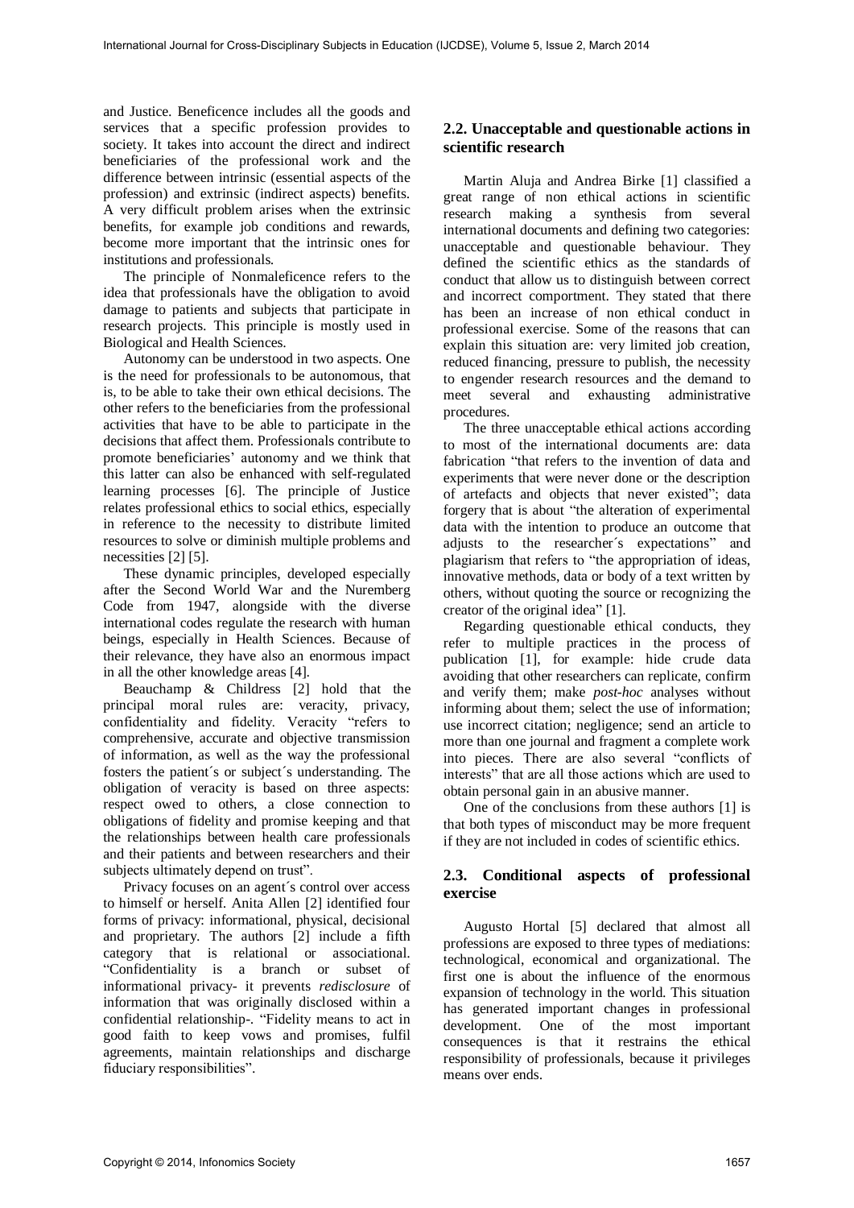and Justice. Beneficence includes all the goods and services that a specific profession provides to society. It takes into account the direct and indirect beneficiaries of the professional work and the difference between intrinsic (essential aspects of the profession) and extrinsic (indirect aspects) benefits. A very difficult problem arises when the extrinsic benefits, for example job conditions and rewards, become more important that the intrinsic ones for institutions and professionals.

The principle of Nonmaleficence refers to the idea that professionals have the obligation to avoid damage to patients and subjects that participate in research projects. This principle is mostly used in Biological and Health Sciences.

Autonomy can be understood in two aspects. One is the need for professionals to be autonomous, that is, to be able to take their own ethical decisions. The other refers to the beneficiaries from the professional activities that have to be able to participate in the decisions that affect them. Professionals contribute to promote beneficiaries' autonomy and we think that this latter can also be enhanced with self-regulated learning processes [6]. The principle of Justice relates professional ethics to social ethics, especially in reference to the necessity to distribute limited resources to solve or diminish multiple problems and necessities [2] [5].

These dynamic principles, developed especially after the Second World War and the Nuremberg Code from 1947, alongside with the diverse international codes regulate the research with human beings, especially in Health Sciences. Because of their relevance, they have also an enormous impact in all the other knowledge areas [4].

Beauchamp & Childress [2] hold that the principal moral rules are: veracity, privacy, confidentiality and fidelity. Veracity "refers to comprehensive, accurate and objective transmission of information, as well as the way the professional fosters the patient´s or subject´s understanding. The obligation of veracity is based on three aspects: respect owed to others, a close connection to obligations of fidelity and promise keeping and that the relationships between health care professionals and their patients and between researchers and their subjects ultimately depend on trust".

Privacy focuses on an agent´s control over access to himself or herself. Anita Allen [2] identified four forms of privacy: informational, physical, decisional and proprietary. The authors [2] include a fifth category that is relational or associational. "Confidentiality is a branch or subset of informational privacy- it prevents *redisclosure* of information that was originally disclosed within a confidential relationship-. "Fidelity means to act in good faith to keep vows and promises, fulfil agreements, maintain relationships and discharge fiduciary responsibilities".

### 2.2. Unacceptable and questionable actions in scientific research

Martin Aluja and Andrea Birke [1] classified a great range of non ethical actions in scientific research making a synthesis from several international documents and defining two categories: unacceptable and questionable behaviour. They defined the scientific ethics as the standards of conduct that allow us to distinguish between correct and incorrect comportment. They stated that there has been an increase of non ethical conduct in professional exercise. Some of the reasons that can explain this situation are: very limited job creation, reduced financing, pressure to publish, the necessity to engender research resources and the demand to meet several and exhausting administrative procedures.

The three unacceptable ethical actions according to most of the international documents are: data fabrication "that refers to the invention of data and experiments that were never done or the description of artefacts and objects that never existed"; data forgery that is about "the alteration of experimental data with the intention to produce an outcome that adjusts to the researcher´s expectations" and plagiarism that refers to "the appropriation of ideas, innovative methods, data or body of a text written by others, without quoting the source or recognizing the creator of the original idea" [1].

Regarding questionable ethical conducts, they refer to multiple practices in the process of publication [1], for example: hide crude data avoiding that other researchers can replicate, confirm and verify them; make *post-hoc* analyses without informing about them; select the use of information; use incorrect citation; negligence; send an article to more than one journal and fragment a complete work into pieces. There are also several "conflicts of interests" that are all those actions which are used to obtain personal gain in an abusive manner.

One of the conclusions from these authors [1] is that both types of misconduct may be more frequent if they are not included in codes of scientific ethics.

### 2.3. Conditional aspects of professional exercise

Augusto Hortal [5] declared that almost all professions are exposed to three types of mediations: technological, economical and organizational. The first one is about the influence of the enormous expansion of technology in the world. This situation has generated important changes in professional development. One of the most important consequences is that it restrains the ethical responsibility of professionals, because it privileges means over ends.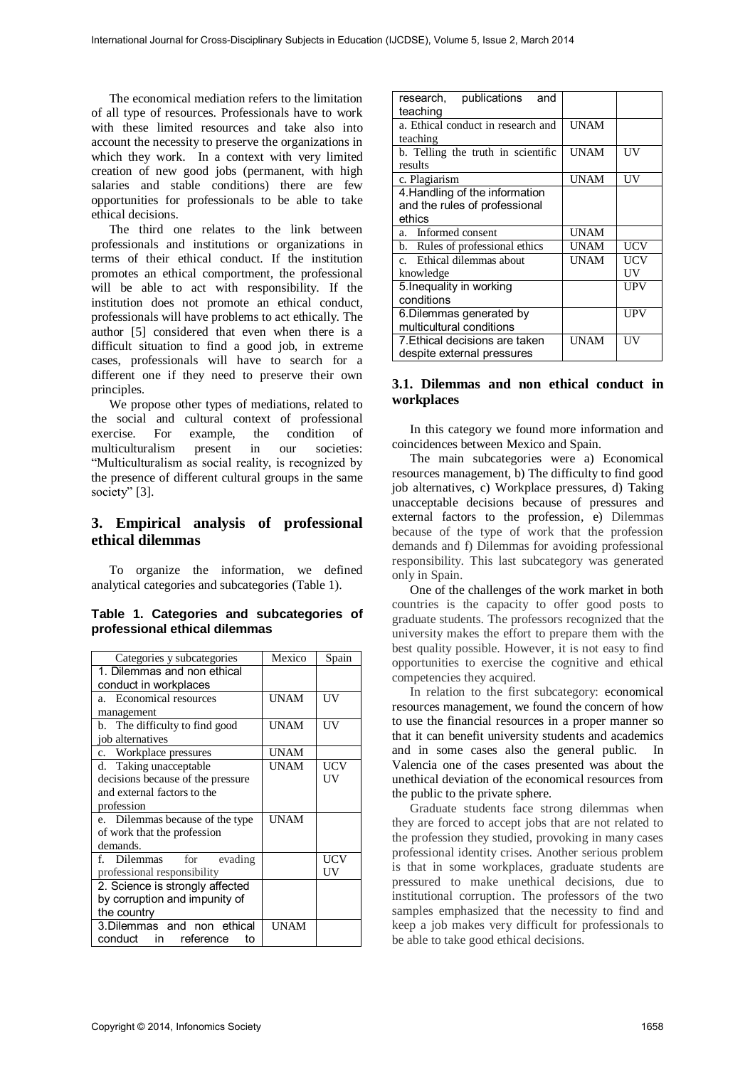The economical mediation refers to the limitation of all type of resources. Professionals have to work with these limited resources and take also into account the necessity to preserve the organizations in which they work. In a context with very limited creation of new good jobs (permanent, with high salaries and stable conditions) there are few opportunities for professionals to be able to take ethical decisions.

The third one relates to the link between professionals and institutions or organizations in terms of their ethical conduct. If the institution promotes an ethical comportment, the professional will be able to act with responsibility. If the institution does not promote an ethical conduct, professionals will have problems to act ethically. The author [5] considered that even when there is a difficult situation to find a good job, in extreme cases, professionals will have to search for a different one if they need to preserve their own principles.

We propose other types of mediations, related to the social and cultural context of professional exercise. For example, the condition of multiculturalism present in our societies: "Multiculturalism as social reality, is recognized by the presence of different cultural groups in the same society" [3].

## 3. Empirical analysis of professional ethical dilemmas

To organize the information, we defined analytical categories and subcategories (Table 1).

**Table 1. Categories and subcategories of professional ethical dilemmas**

| Categories y subcategories | Mexico | Spain |
|---|---|---|
| 1. Dilemmas and non ethical conduct in workplaces | | |
| a. Economical resources management | UNAM | UV |
| b. The difficulty to find good job alternatives | UNAM | UV |
| c. Workplace pressures | UNAM | |
| d. Taking unacceptable decisions because of the pressure and external factors to the profession | UNAM | UCV UV |
| e. Dilemmas because of the type of work that the profession demands. | UNAM | |
| f. Dilemmas for evading professional responsibility | | UCV UV |
| 2. Science is strongly affected by corruption and impunity of the country | | |
| 3. Dilemmas and non ethical conduct in reference to research, publications and teaching | UNAM | |
| a. Ethical conduct in research and teaching | UNAM | |
| b. Telling the truth in scientific results | UNAM | UV |
| c. Plagiarism | UNAM | UV |
| 4. Handling of the information and the rules of professional ethics | | |
| a. Informed consent | UNAM | |
| b. Rules of professional ethics | UNAM | UCV |
| c. Ethical dilemmas about knowledge | UNAM | UCV UV |
| 5. Inequality in working conditions | | UPV |
| 6. Dilemmas generated by multicultural conditions | | UPV |
| 7. Ethical decisions are taken despite external pressures | UNAM | UV |

### 3.1. Dilemmas and non ethical conduct in workplaces

In this category we found more information and coincidences between Mexico and Spain.

The main subcategories were a) Economical resources management, b) The difficulty to find good job alternatives, c) Workplace pressures, d) Taking unacceptable decisions because of pressures and external factors to the profession, e) Dilemmas because of the type of work that the profession demands and f) Dilemmas for avoiding professional responsibility. This last subcategory was generated only in Spain.

One of the challenges of the work market in both countries is the capacity to offer good posts to graduate students. The professors recognized that the university makes the effort to prepare them with the best quality possible. However, it is not easy to find opportunities to exercise the cognitive and ethical competencies they acquired.

In relation to the first subcategory: economical resources management, we found the concern of how to use the financial resources in a proper manner so that it can benefit university students and academics and in some cases also the general public. In Valencia one of the cases presented was about the unethical deviation of the economical resources from the public to the private sphere.

Graduate students face strong dilemmas when they are forced to accept jobs that are not related to the profession they studied, provoking in many cases professional identity crises. Another serious problem is that in some workplaces, graduate students are pressured to make unethical decisions, due to institutional corruption. The professors of the two samples emphasized that the necessity to find and keep a job makes very difficult for professionals to be able to take good ethical decisions.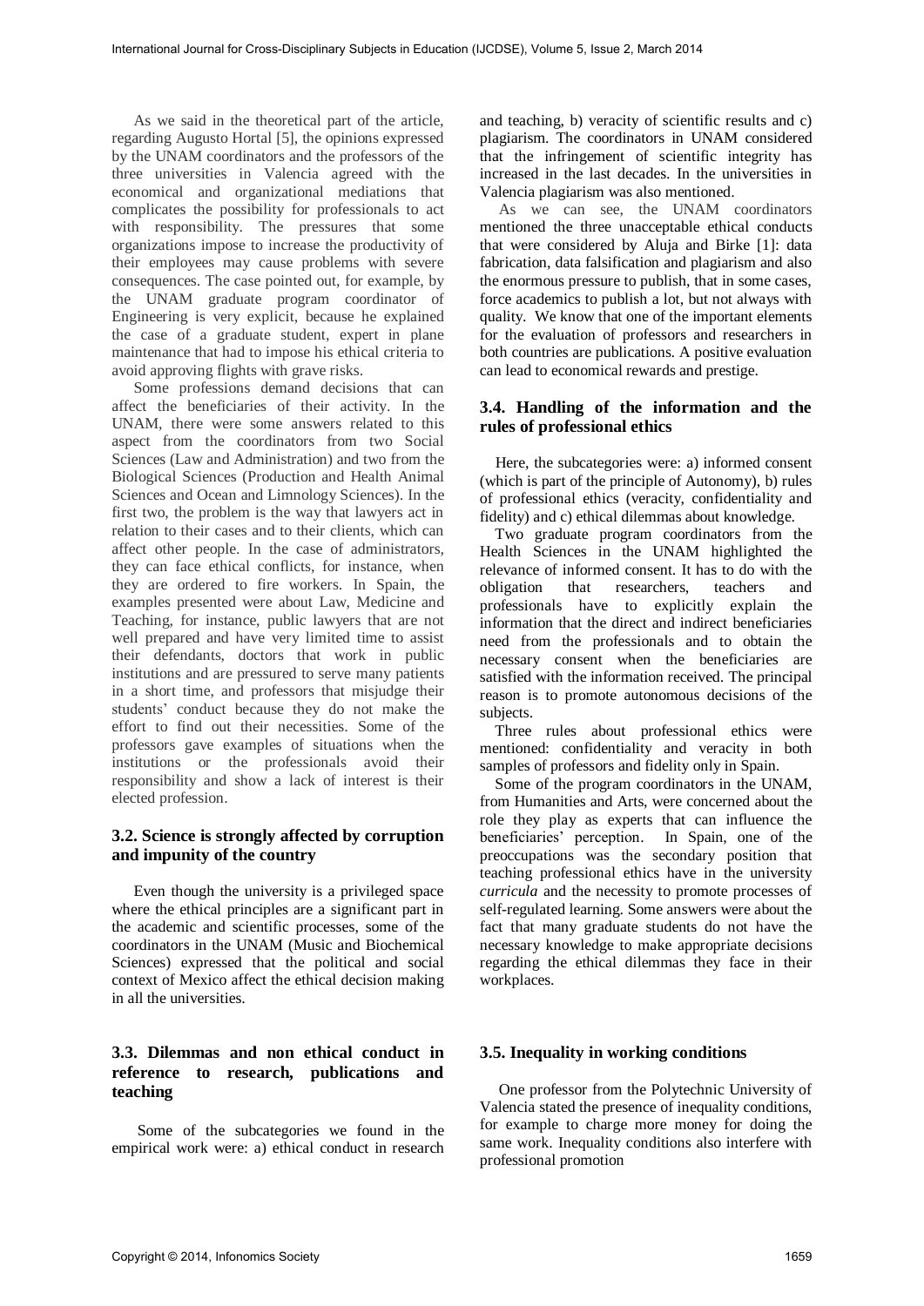As we said in the theoretical part of the article, regarding Augusto Hortal [5], the opinions expressed by the UNAM coordinators and the professors of the three universities in Valencia agreed with the economical and organizational mediations that complicates the possibility for professionals to act with responsibility. The pressures that some organizations impose to increase the productivity of their employees may cause problems with severe consequences. The case pointed out, for example, by the UNAM graduate program coordinator of Engineering is very explicit, because he explained the case of a graduate student, expert in plane maintenance that had to impose his ethical criteria to avoid approving flights with grave risks.

Some professions demand decisions that can affect the beneficiaries of their activity. In the UNAM, there were some answers related to this aspect from the coordinators from two Social Sciences (Law and Administration) and two from the Biological Sciences (Production and Health Animal Sciences and Ocean and Limnology Sciences). In the first two, the problem is the way that lawyers act in relation to their cases and to their clients, which can affect other people. In the case of administrators, they can face ethical conflicts, for instance, when they are ordered to fire workers. In Spain, the examples presented were about Law, Medicine and Teaching, for instance, public lawyers that are not well prepared and have very limited time to assist their defendants, doctors that work in public institutions and are pressured to serve many patients in a short time, and professors that misjudge their students' conduct because they do not make the effort to find out their necessities. Some of the professors gave examples of situations when the institutions or the professionals avoid their responsibility and show a lack of interest is their elected profession.

### 3.2. Science is strongly affected by corruption and impunity of the country

Even though the university is a privileged space where the ethical principles are a significant part in the academic and scientific processes, some of the coordinators in the UNAM (Music and Biochemical Sciences) expressed that the political and social context of Mexico affect the ethical decision making in all the universities.

### 3.3. Dilemmas and non ethical conduct in reference to research, publications and teaching

Some of the subcategories we found in the empirical work were: a) ethical conduct in research and teaching, b) veracity of scientific results and c) plagiarism. The coordinators in UNAM considered that the infringement of scientific integrity has increased in the last decades. In the universities in Valencia plagiarism was also mentioned.

As we can see, the UNAM coordinators mentioned the three unacceptable ethical conducts that were considered by Aluja and Birke [1]: data fabrication, data falsification and plagiarism and also the enormous pressure to publish, that in some cases, force academics to publish a lot, but not always with quality. We know that one of the important elements for the evaluation of professors and researchers in both countries are publications. A positive evaluation can lead to economical rewards and prestige.

### 3.4. Handling of the information and the rules of professional ethics

Here, the subcategories were: a) informed consent (which is part of the principle of Autonomy), b) rules of professional ethics (veracity, confidentiality and fidelity) and c) ethical dilemmas about knowledge.

Two graduate program coordinators from the Health Sciences in the UNAM highlighted the relevance of informed consent. It has to do with the obligation that researchers, teachers and professionals have to explicitly explain the information that the direct and indirect beneficiaries need from the professionals and to obtain the necessary consent when the beneficiaries are satisfied with the information received. The principal reason is to promote autonomous decisions of the subjects.

Three rules about professional ethics were mentioned: confidentiality and veracity in both samples of professors and fidelity only in Spain.

Some of the program coordinators in the UNAM, from Humanities and Arts, were concerned about the role they play as experts that can influence the beneficiaries' perception. In Spain, one of the preoccupations was the secondary position that teaching professional ethics have in the university *curricula* and the necessity to promote processes of self-regulated learning. Some answers were about the fact that many graduate students do not have the necessary knowledge to make appropriate decisions regarding the ethical dilemmas they face in their workplaces.

### 3.5. Inequality in working conditions

One professor from the Polytechnic University of Valencia stated the presence of inequality conditions, for example to charge more money for doing the same work. Inequality conditions also interfere with professional promotion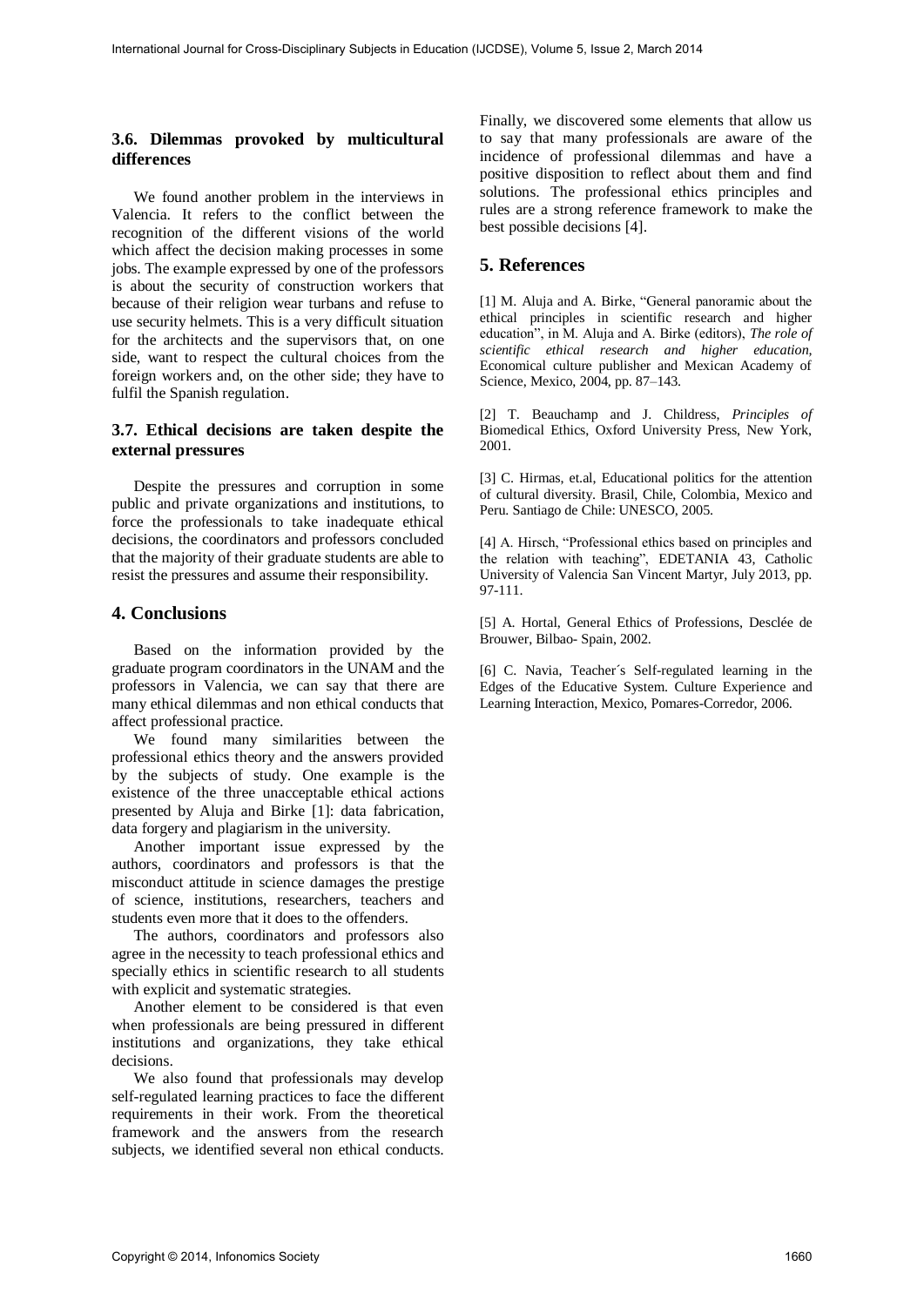### 3.6. Dilemmas provoked by multicultural differences

We found another problem in the interviews in Valencia. It refers to the conflict between the recognition of the different visions of the world which affect the decision making processes in some jobs. The example expressed by one of the professors is about the security of construction workers that because of their religion wear turbans and refuse to use security helmets. This is a very difficult situation for the architects and the supervisors that, on one side, want to respect the cultural choices from the foreign workers and, on the other side; they have to fulfil the Spanish regulation.

### 3.7. Ethical decisions are taken despite the external pressures

Despite the pressures and corruption in some public and private organizations and institutions, to force the professionals to take inadequate ethical decisions, the coordinators and professors concluded that the majority of their graduate students are able to resist the pressures and assume their responsibility.

## 4. Conclusions

Based on the information provided by the graduate program coordinators in the UNAM and the professors in Valencia, we can say that there are many ethical dilemmas and non ethical conducts that affect professional practice.

We found many similarities between the professional ethics theory and the answers provided by the subjects of study. One example is the existence of the three unacceptable ethical actions presented by Aluja and Birke [1]: data fabrication, data forgery and plagiarism in the university.

Another important issue expressed by the authors, coordinators and professors is that the misconduct attitude in science damages the prestige of science, institutions, researchers, teachers and students even more that it does to the offenders.

The authors, coordinators and professors also agree in the necessity to teach professional ethics and specially ethics in scientific research to all students with explicit and systematic strategies.

Another element to be considered is that even when professionals are being pressured in different institutions and organizations, they take ethical decisions.

We also found that professionals may develop self-regulated learning practices to face the different requirements in their work. From the theoretical framework and the answers from the research subjects, we identified several non ethical conducts. Finally, we discovered some elements that allow us to say that many professionals are aware of the incidence of professional dilemmas and have a positive disposition to reflect about them and find solutions. The professional ethics principles and rules are a strong reference framework to make the best possible decisions [4].

## 5. References

[1] M. Aluja and A. Birke, "General panoramic about the ethical principles in scientific research and higher education", in M. Aluja and A. Birke (editors), *The role of scientific ethical research and higher education*, Economical culture publisher and Mexican Academy of Science, Mexico, 2004, pp. 87–143.

[2] T. Beauchamp and J. Childress, *Principles of* Biomedical Ethics, Oxford University Press, New York, 2001.

[3] C. Hirmas, et.al, Educational politics for the attention of cultural diversity. Brasil, Chile, Colombia, Mexico and Peru. Santiago de Chile: UNESCO, 2005.

[4] A. Hirsch, "Professional ethics based on principles and the relation with teaching", EDETANIA 43, Catholic University of Valencia San Vincent Martyr, July 2013, pp. 97-111.

[5] A. Hortal, General Ethics of Professions, Desclée de Brouwer, Bilbao- Spain, 2002.

[6] C. Navia, Teacher´s Self-regulated learning in the Edges of the Educative System. Culture Experience and Learning Interaction, Mexico, Pomares-Corredor, 2006.